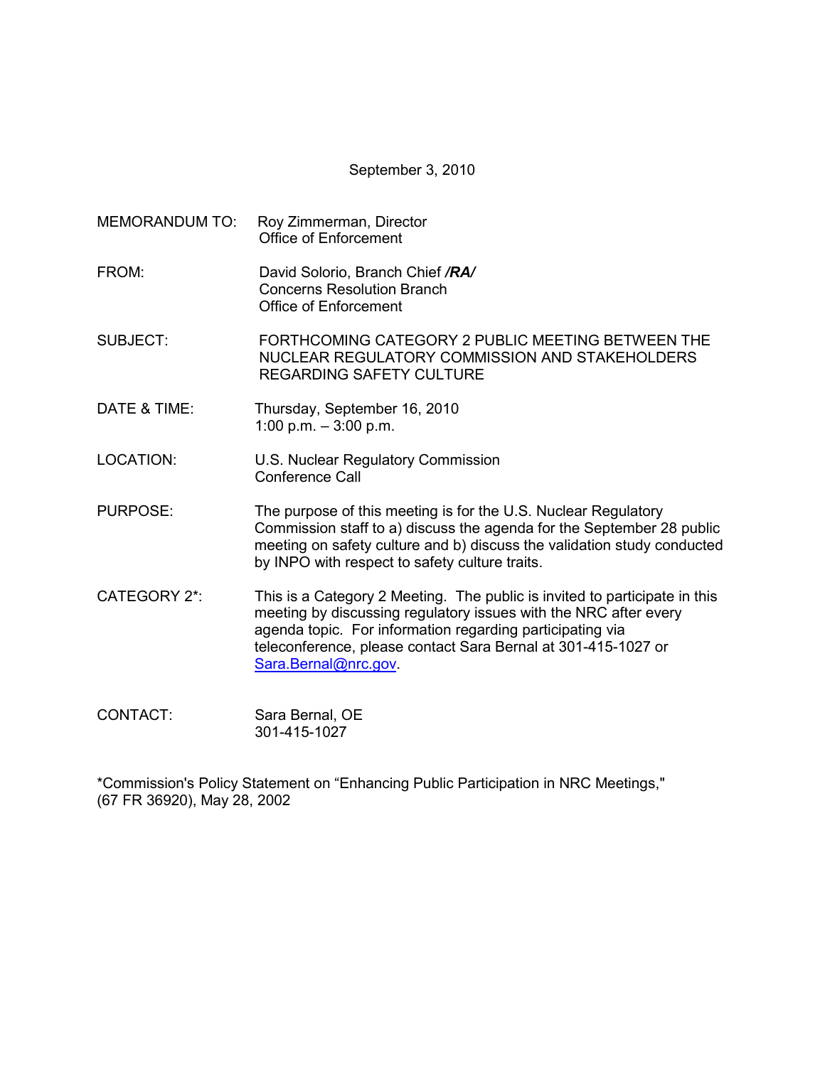September 3, 2010

MEMORANDUM TO: Roy Zimmerman, Director
Office of Enforcement

FROM: David Solorio, Branch Chief ***/RA/***
Concerns Resolution Branch
Office of Enforcement

SUBJECT: FORTHCOMING CATEGORY 2 PUBLIC MEETING BETWEEN THE NUCLEAR REGULATORY COMMISSION AND STAKEHOLDERS REGARDING SAFETY CULTURE

DATE & TIME: Thursday, September 16, 2010
1:00 p.m. – 3:00 p.m.

LOCATION: U.S. Nuclear Regulatory Commission
Conference Call

PURPOSE: The purpose of this meeting is for the U.S. Nuclear Regulatory Commission staff to a) discuss the agenda for the September 28 public meeting on safety culture and b) discuss the validation study conducted by INPO with respect to safety culture traits.

CATEGORY 2*: This is a Category 2 Meeting. The public is invited to participate in this meeting by discussing regulatory issues with the NRC after every agenda topic. For information regarding participating via teleconference, please contact Sara Bernal at 301-415-1027 or Sara.Bernal@nrc.gov.

CONTACT: Sara Bernal, OE
301-415-1027

*Commission's Policy Statement on "Enhancing Public Participation in NRC Meetings," (67 FR 36920), May 28, 2002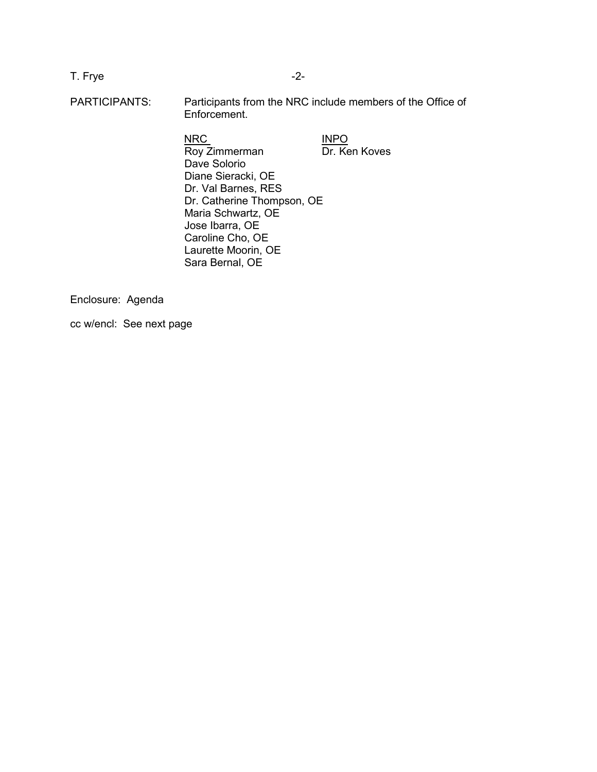PARTICIPANTS: Participants from the NRC include members of the Office of Enforcement.

| NRC | INPO |
|---|---|
| Roy Zimmerman | Dr. Ken Koves |
| Dave Solorio | |
| Diane Sieracki, OE | |
| Dr. Val Barnes, RES | |
| Dr. Catherine Thompson, OE | |
| Maria Schwartz, OE | |
| Jose Ibarra, OE | |
| Caroline Cho, OE | |
| Laurette Moorin, OE | |
| Sara Bernal, OE | |

Enclosure: Agenda

cc w/encl: See next page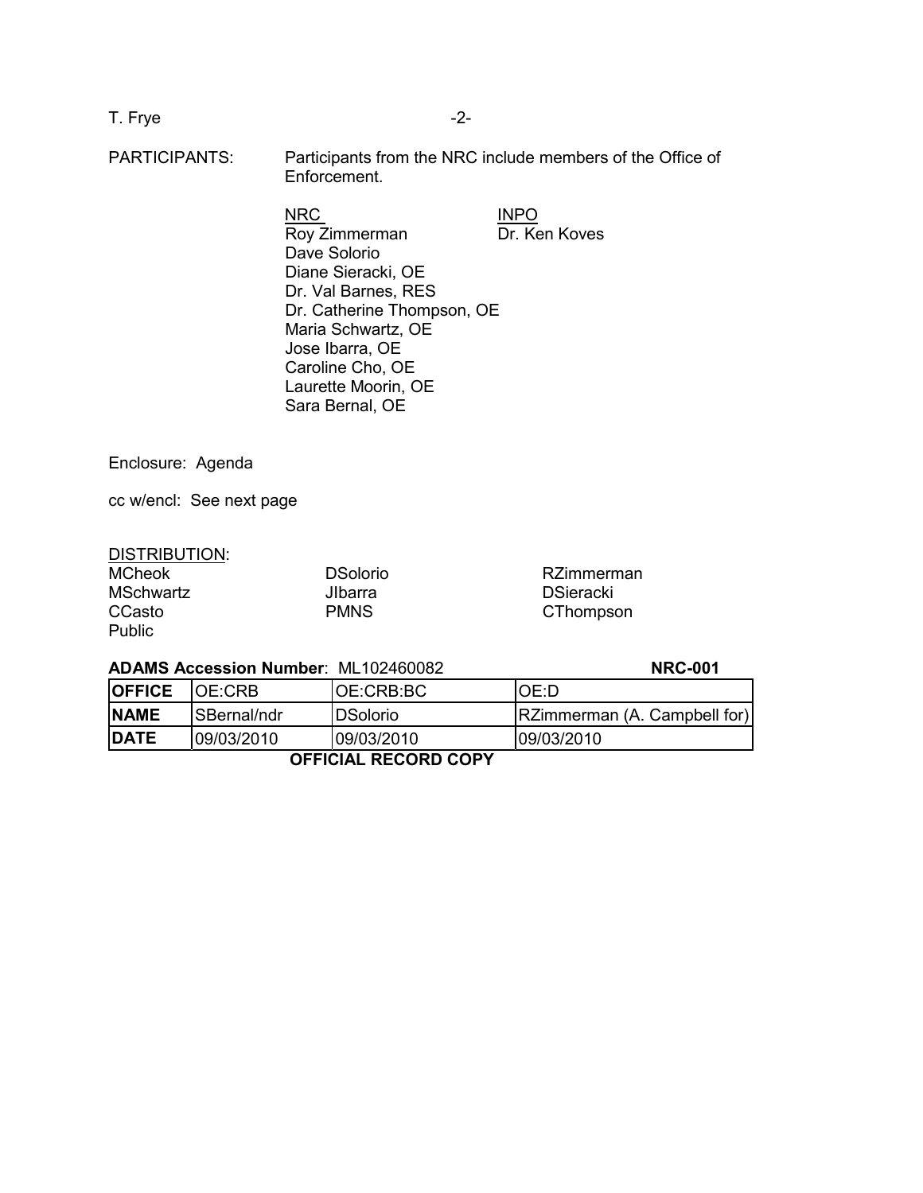PARTICIPANTS: Participants from the NRC include members of the Office of Enforcement.

| NRC | INPO |
|---|---|
| Roy Zimmerman | Dr. Ken Koves |
| Dave Solorio | |
| Diane Sieracki, OE | |
| Dr. Val Barnes, RES | |
| Dr. Catherine Thompson, OE | |
| Maria Schwartz, OE | |
| Jose Ibarra, OE | |
| Caroline Cho, OE | |
| Laurette Moorin, OE | |
| Sara Bernal, OE | |

Enclosure: Agenda

cc w/encl: See next page

DISTRIBUTION:

| | | |
|---|---|---|
| MCheok | DSolorio | RZimmerman |
| MSchwartz | JIbarra | DSieracki |
| CCasto | PMNS | CThompson |
| Public | | |

**ADAMS Accession Number**: ML102460082 **NRC-001**

| **OFFICE** | OE:CRB | OE:CRB:BC | OE:D |
|---|---|---|---|
| **NAME** | SBernal/ndr | DSolorio | RZimmerman (A. Campbell for) |
| **DATE** | 09/03/2010 | 09/03/2010 | 09/03/2010 |

**OFFICIAL RECORD COPY**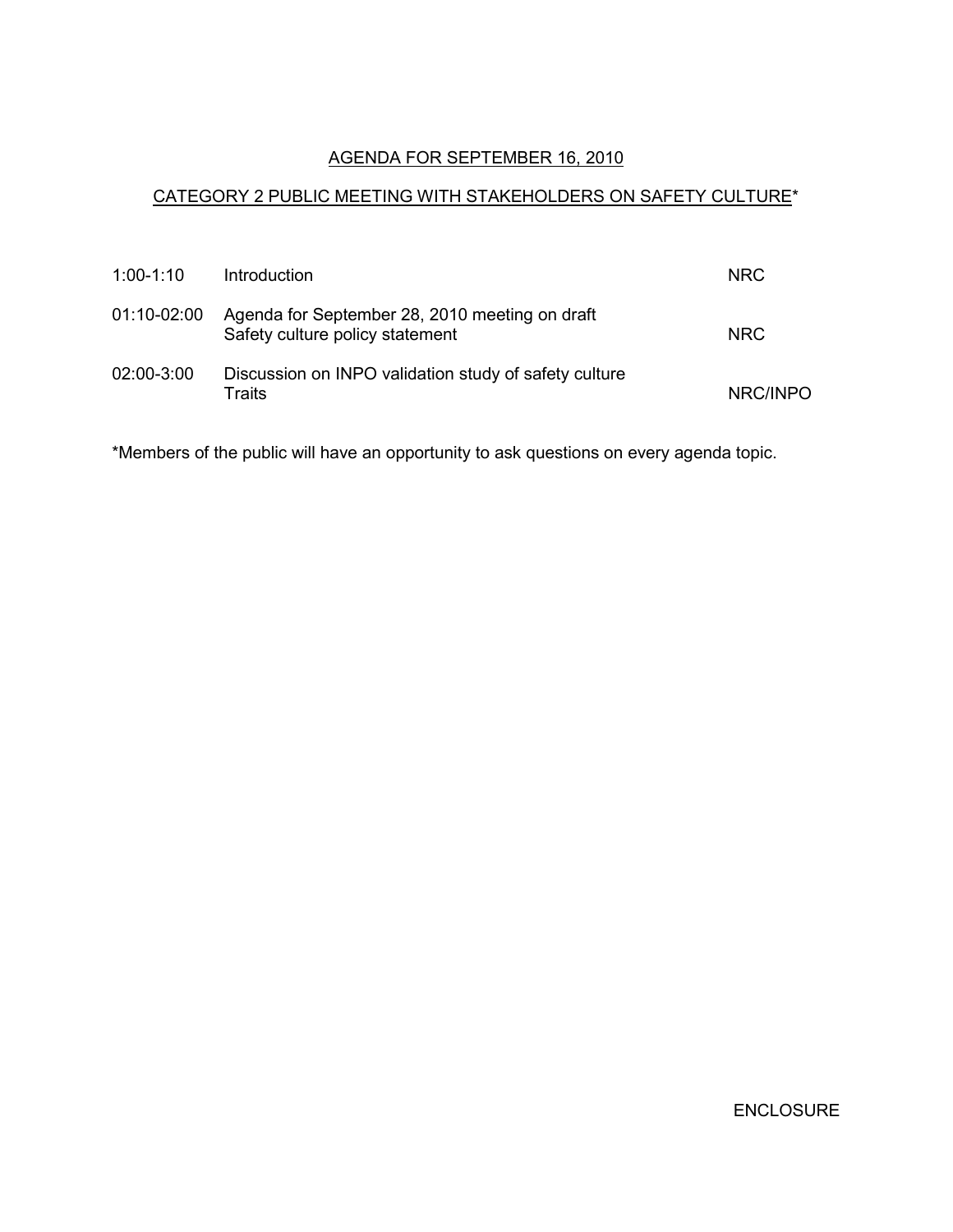## AGENDA FOR SEPTEMBER 16, 2010

## CATEGORY 2 PUBLIC MEETING WITH STAKEHOLDERS ON SAFETY CULTURE*

| | | |
|---|---|---|
| 1:00-1:10 | Introduction | NRC |
| 01:10-02:00 | Agenda for September 28, 2010 meeting on draft Safety culture policy statement | NRC |
| 02:00-3:00 | Discussion on INPO validation study of safety culture Traits | NRC/INPO |

*Members of the public will have an opportunity to ask questions on every agenda topic.

ENCLOSURE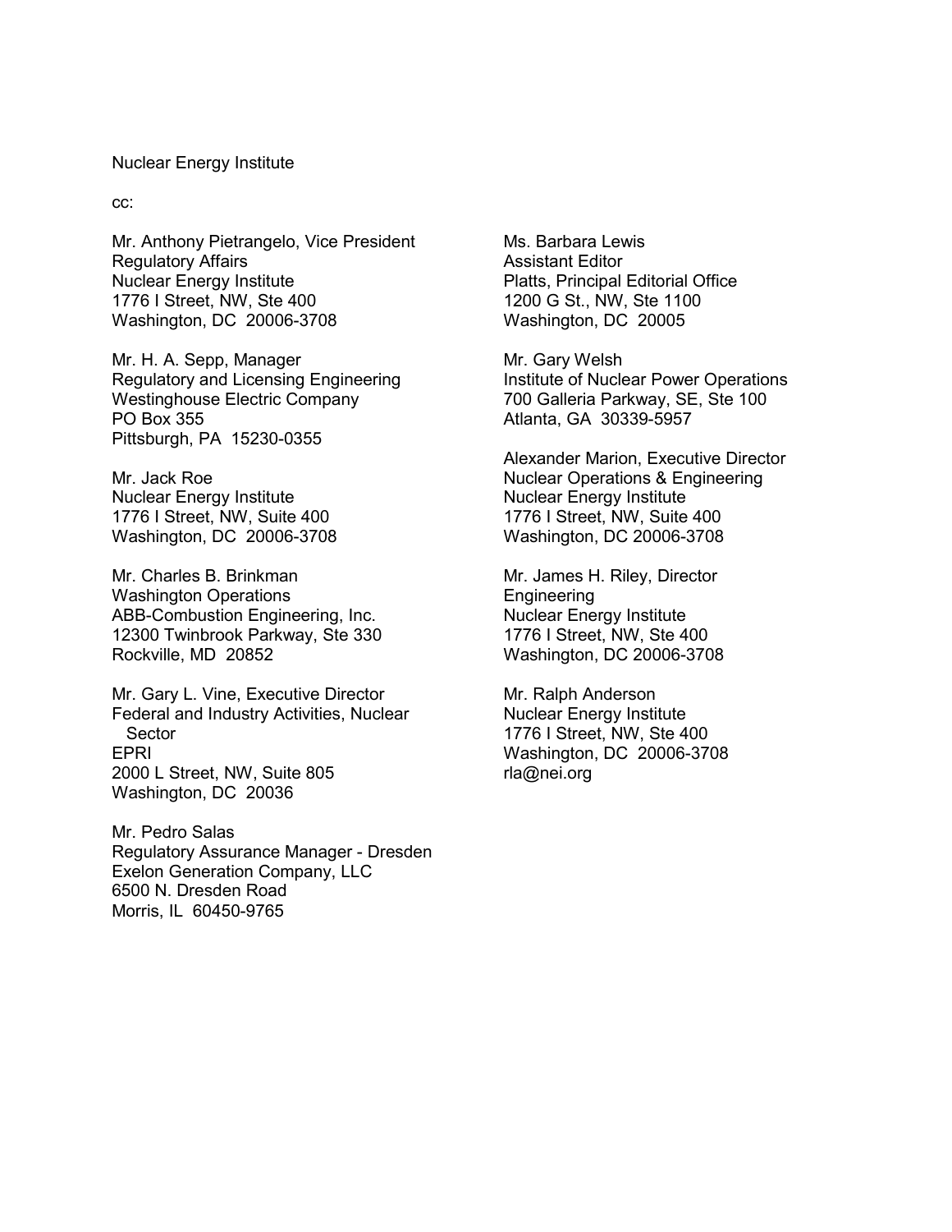Nuclear Energy Institute

cc:

Mr. Anthony Pietrangelo, Vice President
Regulatory Affairs
Nuclear Energy Institute
1776 I Street, NW, Ste 400
Washington, DC  20006-3708

Mr. H. A. Sepp, Manager
Regulatory and Licensing Engineering
Westinghouse Electric Company
PO Box 355
Pittsburgh, PA  15230-0355

Mr. Jack Roe
Nuclear Energy Institute
1776 I Street, NW, Suite 400
Washington, DC  20006-3708

Mr. Charles B. Brinkman
Washington Operations
ABB-Combustion Engineering, Inc.
12300 Twinbrook Parkway, Ste 330
Rockville, MD  20852

Mr. Gary L. Vine, Executive Director
Federal and Industry Activities, Nuclear Sector
EPRI
2000 L Street, NW, Suite 805
Washington, DC  20036

Mr. Pedro Salas
Regulatory Assurance Manager - Dresden
Exelon Generation Company, LLC
6500 N. Dresden Road
Morris, IL  60450-9765

Ms. Barbara Lewis
Assistant Editor
Platts, Principal Editorial Office
1200 G St., NW, Ste 1100
Washington, DC  20005

Mr. Gary Welsh
Institute of Nuclear Power Operations
700 Galleria Parkway, SE, Ste 100
Atlanta, GA  30339-5957

Alexander Marion, Executive Director
Nuclear Operations & Engineering
Nuclear Energy Institute
1776 I Street, NW, Suite 400
Washington, DC 20006-3708

Mr. James H. Riley, Director
Engineering
Nuclear Energy Institute
1776 I Street, NW, Ste 400
Washington, DC 20006-3708

Mr. Ralph Anderson
Nuclear Energy Institute
1776 I Street, NW, Ste 400
Washington, DC  20006-3708
rla@nei.org